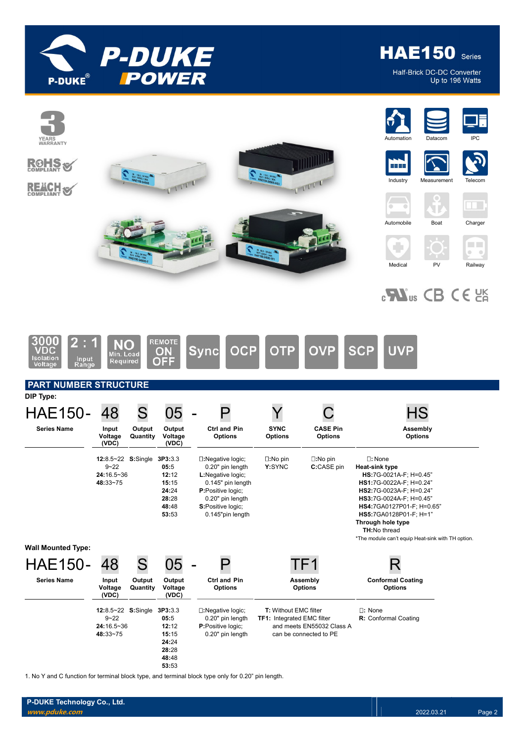# HAE150 Series

Half-Brick DC-DC Converter
Up to 196 Watts

3 YEARS WARRANTY

RoHS COMPLIANT

REACH COMPLIANT

Automation | Datacom | IPC | Industry | Measurement | Telecom | Automobile | Boat | Charger | Medical | PV | Railway

3000 VDC Isolation Voltage | 2 : 1 Input Range | NO Min. Load Required | REMOTE ON OFF | Sync | OCP | OTP | OVP | SCP | UVP

## PART NUMBER STRUCTURE

**DIP Type:**

| HAE150- | 48 | S | 05 | - | P | Y | C | HS |
|---|---|---|---|---|---|---|---|---|
| **Series Name** | **Input Voltage (VDC)** | **Output Quantity** | **Output Voltage (VDC)** | | **Ctrl and Pin Options** | **SYNC Options** | **CASE Pin Options** | **Assembly Options** |
| | **12:**8.5~22<br>9~22<br>**24:**16.5~36<br>**48:**33~75 | **S:**Single | **3P3:**3.3<br>**05:**5<br>**12:**12<br>**15:**15<br>**24:**24<br>**28:**28<br>**48:**48<br>**53:**53 | | □:Negative logic; 0.20" pin length<br>**L:**Negative logic; 0.145" pin length<br>**P:**Positive logic; 0.20" pin length<br>**S:**Positive logic; 0.145"pin length | □:No pin<br>**Y:**SYNC | □:No pin<br>**C:**CASE pin | □: None<br>**Heat-sink type**<br>**HS:**7G-0021A-F; H=0.45"<br>**HS1:**7G-0022A-F; H=0.24"<br>**HS2:**7G-0023A-F; H=0.24"<br>**HS3:**7G-0024A-F; H=0.45"<br>**HS4:**7GA0127P01-F; H=0.65"<br>**HS5:**7GA0128P01-F; H=1"<br>**Through hole type**<br>**TH:**No thread<br>*The module can't equip Heat-sink with TH option. |

**Wall Mounted Type:**

| HAE150- | 48 | S | 05 | - | P | TF1 | R |
|---|---|---|---|---|---|---|---|
| **Series Name** | **Input Voltage (VDC)** | **Output Quantity** | **Output Voltage (VDC)** | | **Ctrl and Pin Options** | **Assembly Options** | **Conformal Coating Options** |
| | **12:**8.5~22<br>9~22<br>**24:**16.5~36<br>**48:**33~75 | **S:**Single | **3P3:**3.3<br>**05:**5<br>**12:**12<br>**15:**15<br>**24:**24<br>**28:**28<br>**48:**48<br>**53:**53 | | □:Negative logic; 0.20" pin length<br>**P:**Positive logic; 0.20" pin length | **T:** Without EMC filter<br>**TF1:** Integrated EMC filter and meets EN55032 Class A can be connected to PE | □: None<br>**R:** Conformal Coating |

1. No Y and C function for terminal block type, and terminal block type only for 0.20" pin length.

P-DUKE Technology Co., Ltd.
*www.pduke.com*
2022.03.21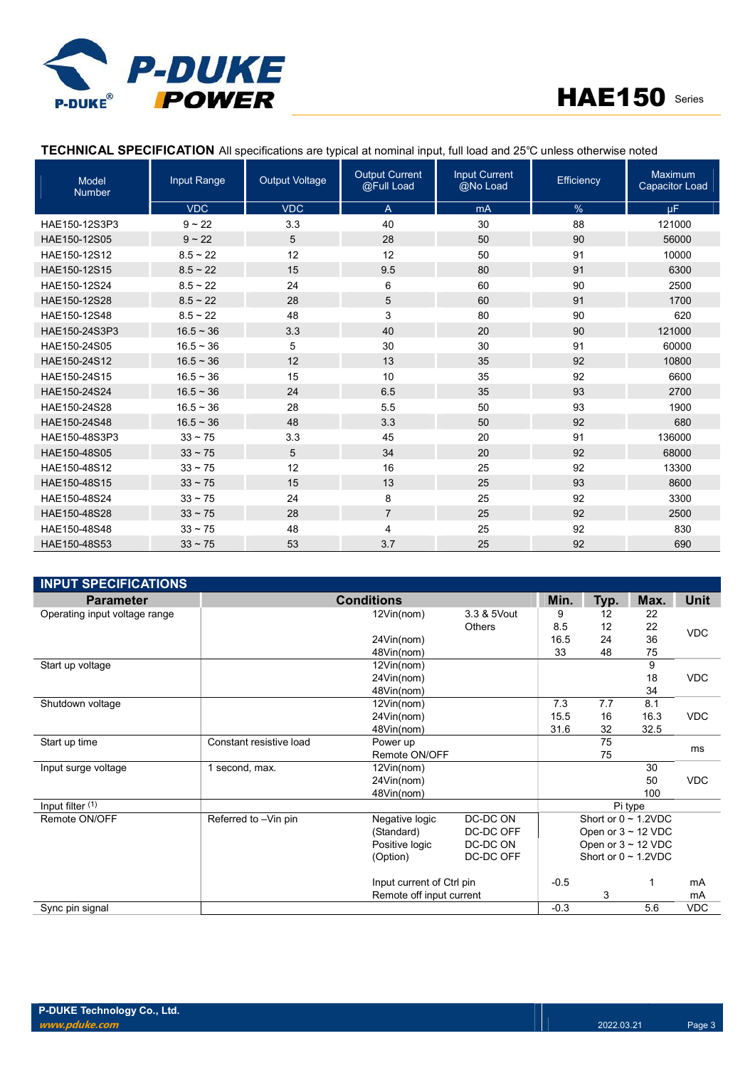## TECHNICAL SPECIFICATION

All specifications are typical at nominal input, full load and 25℃ unless otherwise noted

| Model Number | Input Range | Output Voltage | Output Current @Full Load | Input Current @No Load | Efficiency | Maximum Capacitor Load |
|---|---|---|---|---|---|---|
| | VDC | VDC | A | mA | % | μF |
| HAE150-12S3P3 | 9 ~ 22 | 3.3 | 40 | 30 | 88 | 121000 |
| HAE150-12S05 | 9 ~ 22 | 5 | 28 | 50 | 90 | 56000 |
| HAE150-12S12 | 8.5 ~ 22 | 12 | 12 | 50 | 91 | 10000 |
| HAE150-12S15 | 8.5 ~ 22 | 15 | 9.5 | 80 | 91 | 6300 |
| HAE150-12S24 | 8.5 ~ 22 | 24 | 6 | 60 | 90 | 2500 |
| HAE150-12S28 | 8.5 ~ 22 | 28 | 5 | 60 | 91 | 1700 |
| HAE150-12S48 | 8.5 ~ 22 | 48 | 3 | 80 | 90 | 620 |
| HAE150-24S3P3 | 16.5 ~ 36 | 3.3 | 40 | 20 | 90 | 121000 |
| HAE150-24S05 | 16.5 ~ 36 | 5 | 30 | 30 | 91 | 60000 |
| HAE150-24S12 | 16.5 ~ 36 | 12 | 13 | 35 | 92 | 10800 |
| HAE150-24S15 | 16.5 ~ 36 | 15 | 10 | 35 | 92 | 6600 |
| HAE150-24S24 | 16.5 ~ 36 | 24 | 6.5 | 35 | 93 | 2700 |
| HAE150-24S28 | 16.5 ~ 36 | 28 | 5.5 | 50 | 93 | 1900 |
| HAE150-24S48 | 16.5 ~ 36 | 48 | 3.3 | 50 | 92 | 680 |
| HAE150-48S3P3 | 33 ~ 75 | 3.3 | 45 | 20 | 91 | 136000 |
| HAE150-48S05 | 33 ~ 75 | 5 | 34 | 20 | 92 | 68000 |
| HAE150-48S12 | 33 ~ 75 | 12 | 16 | 25 | 92 | 13300 |
| HAE150-48S15 | 33 ~ 75 | 15 | 13 | 25 | 93 | 8600 |
| HAE150-48S24 | 33 ~ 75 | 24 | 8 | 25 | 92 | 3300 |
| HAE150-48S28 | 33 ~ 75 | 28 | 7 | 25 | 92 | 2500 |
| HAE150-48S48 | 33 ~ 75 | 48 | 4 | 25 | 92 | 830 |
| HAE150-48S53 | 33 ~ 75 | 53 | 3.7 | 25 | 92 | 690 |

## INPUT SPECIFICATIONS

| Parameter | Conditions | | | Min. | Typ. | Max. | Unit |
|---|---|---|---|---|---|---|---|
| Operating input voltage range | | 12Vin(nom) | 3.3 & 5Vout | 9 | 12 | 22 | VDC |
| | | | Others | 8.5 | 12 | 22 | |
| | | 24Vin(nom) | | 16.5 | 24 | 36 | |
| | | 48Vin(nom) | | 33 | 48 | 75 | |
| Start up voltage | | 12Vin(nom) | | | | 9 | VDC |
| | | 24Vin(nom) | | | | 18 | |
| | | 48Vin(nom) | | | | 34 | |
| Shutdown voltage | | 12Vin(nom) | | 7.3 | 7.7 | 8.1 | VDC |
| | | 24Vin(nom) | | 15.5 | 16 | 16.3 | |
| | | 48Vin(nom) | | 31.6 | 32 | 32.5 | |
| Start up time | Constant resistive load | Power up | | | 75 | | ms |
| | | Remote ON/OFF | | | 75 | | |
| Input surge voltage | 1 second, max. | 12Vin(nom) | | | | 30 | VDC |
| | | 24Vin(nom) | | | | 50 | |
| | | 48Vin(nom) | | | | 100 | |
| Input filter (1) | | | | Pi type | | | |
| Remote ON/OFF | Referred to –Vin pin | Negative logic | DC-DC ON | Short or 0 ~ 1.2VDC | | | |
| | | (Standard) | DC-DC OFF | Open or 3 ~ 12 VDC | | | |
| | | Positive logic | DC-DC ON | Open or 3 ~ 12 VDC | | | |
| | | (Option) | DC-DC OFF | Short or 0 ~ 1.2VDC | | | |
| | | Input current of Ctrl pin | | -0.5 | | 1 | mA |
| | | Remote off input current | | | 3 | | mA |
| Sync pin signal | | | | -0.3 | | 5.6 | VDC |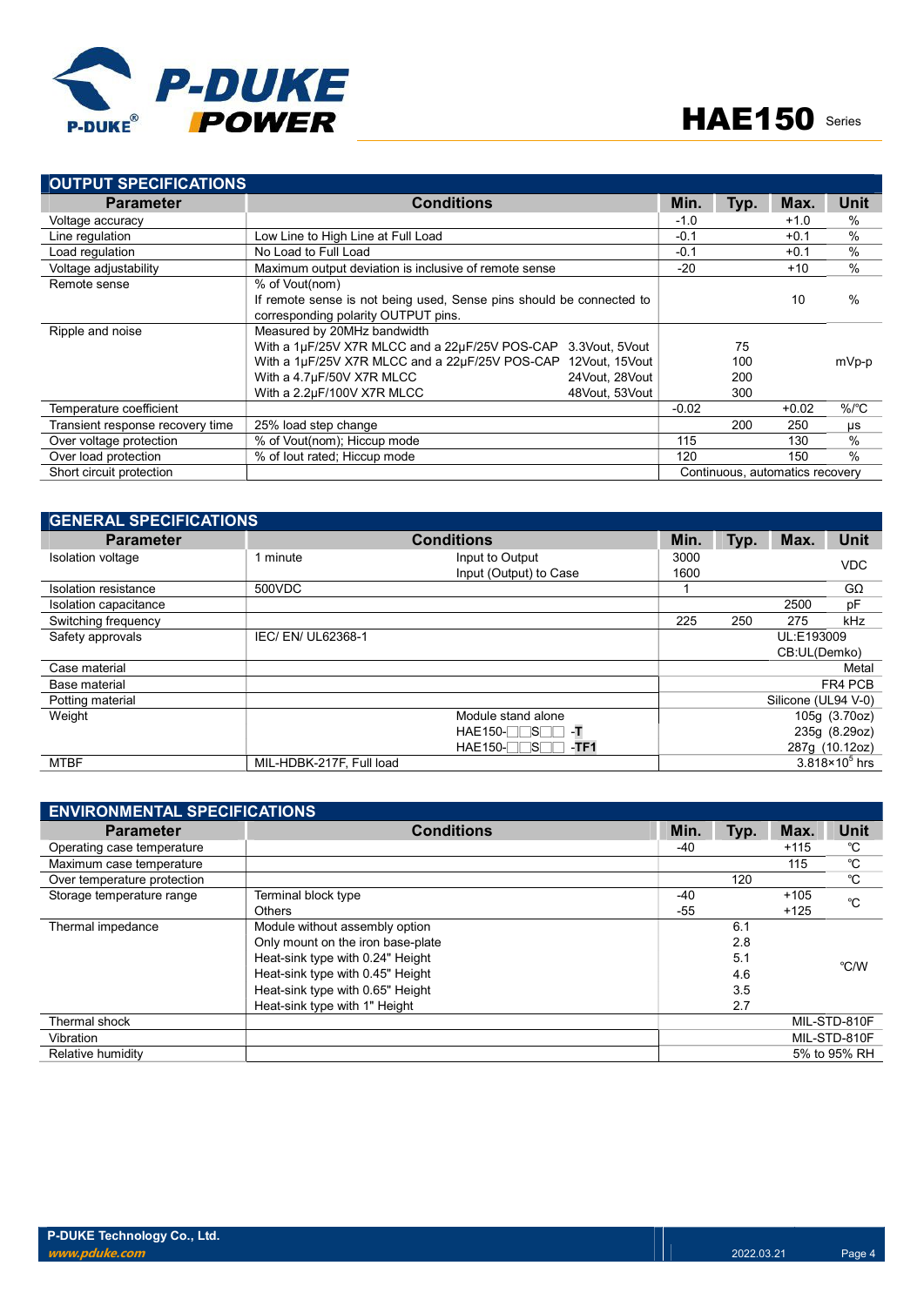## OUTPUT SPECIFICATIONS

| Parameter | Conditions | | Min. | Typ. | Max. | Unit |
|---|---|---|---|---|---|---|
| Voltage accuracy | | | -1.0 | | +1.0 | % |
| Line regulation | Low Line to High Line at Full Load | | -0.1 | | +0.1 | % |
| Load regulation | No Load to Full Load | | -0.1 | | +0.1 | % |
| Voltage adjustability | Maximum output deviation is inclusive of remote sense | | -20 | | +10 | % |
| Remote sense | % of Vout(nom)<br>If remote sense is not being used, Sense pins should be connected to corresponding polarity OUTPUT pins. | | | | 10 | % |
| Ripple and noise | Measured by 20MHz bandwidth<br>With a 1µF/25V X7R MLCC and a 22µF/25V POS-CAP<br>With a 1µF/25V X7R MLCC and a 22µF/25V POS-CAP<br>With a 4.7µF/50V X7R MLCC<br>With a 2.2µF/100V X7R MLCC | <br>3.3Vout, 5Vout<br>12Vout, 15Vout<br>24Vout, 28Vout<br>48Vout, 53Vout | | <br>75<br>100<br>200<br>300 | | mVp-p |
| Temperature coefficient | | | -0.02 | | +0.02 | %/℃ |
| Transient response recovery time | 25% load step change | | | 200 | 250 | µs |
| Over voltage protection | % of Vout(nom); Hiccup mode | | 115 | | 130 | % |
| Over load protection | % of Iout rated; Hiccup mode | | 120 | | 150 | % |
| Short circuit protection | | | Continuous, automatics recovery | | | |

## GENERAL SPECIFICATIONS

| Parameter | Conditions | | Min. | Typ. | Max. | Unit |
|---|---|---|---|---|---|---|
| Isolation voltage | 1 minute | Input to Output<br>Input (Output) to Case | 3000<br>1600 | | | VDC |
| Isolation resistance | 500VDC | | 1 | | | GΩ |
| Isolation capacitance | | | | | 2500 | pF |
| Switching frequency | | | 225 | 250 | 275 | kHz |
| Safety approvals | IEC/ EN/ UL62368-1 | | UL:E193009<br>CB:UL(Demko) | | | |
| Case material | | | Metal | | | |
| Base material | | | FR4 PCB | | | |
| Potting material | | | Silicone (UL94 V-0) | | | |
| Weight | | Module stand alone<br>HAE150-□□S□□ -T<br>HAE150-□□S□□ -TF1 | 105g (3.70oz)<br>235g (8.29oz)<br>287g (10.12oz) | | | |
| MTBF | MIL-HDBK-217F, Full load | | $3.818 \times 10^5$ hrs | | | |

## ENVIRONMENTAL SPECIFICATIONS

| Parameter | Conditions | Min. | Typ. | Max. | Unit |
|---|---|---|---|---|---|
| Operating case temperature | | -40 | | +115 | ℃ |
| Maximum case temperature | | | | 115 | ℃ |
| Over temperature protection | | | 120 | | ℃ |
| Storage temperature range | Terminal block type<br>Others | -40<br>-55 | | +105<br>+125 | ℃ |
| Thermal impedance | Module without assembly option<br>Only mount on the iron base-plate<br>Heat-sink type with 0.24" Height<br>Heat-sink type with 0.45" Height<br>Heat-sink type with 0.65" Height<br>Heat-sink type with 1" Height | | 6.1<br>2.8<br>5.1<br>4.6<br>3.5<br>2.7 | | ℃/W |
| Thermal shock | | MIL-STD-810F | | | |
| Vibration | | MIL-STD-810F | | | |
| Relative humidity | | 5% to 95% RH | | | |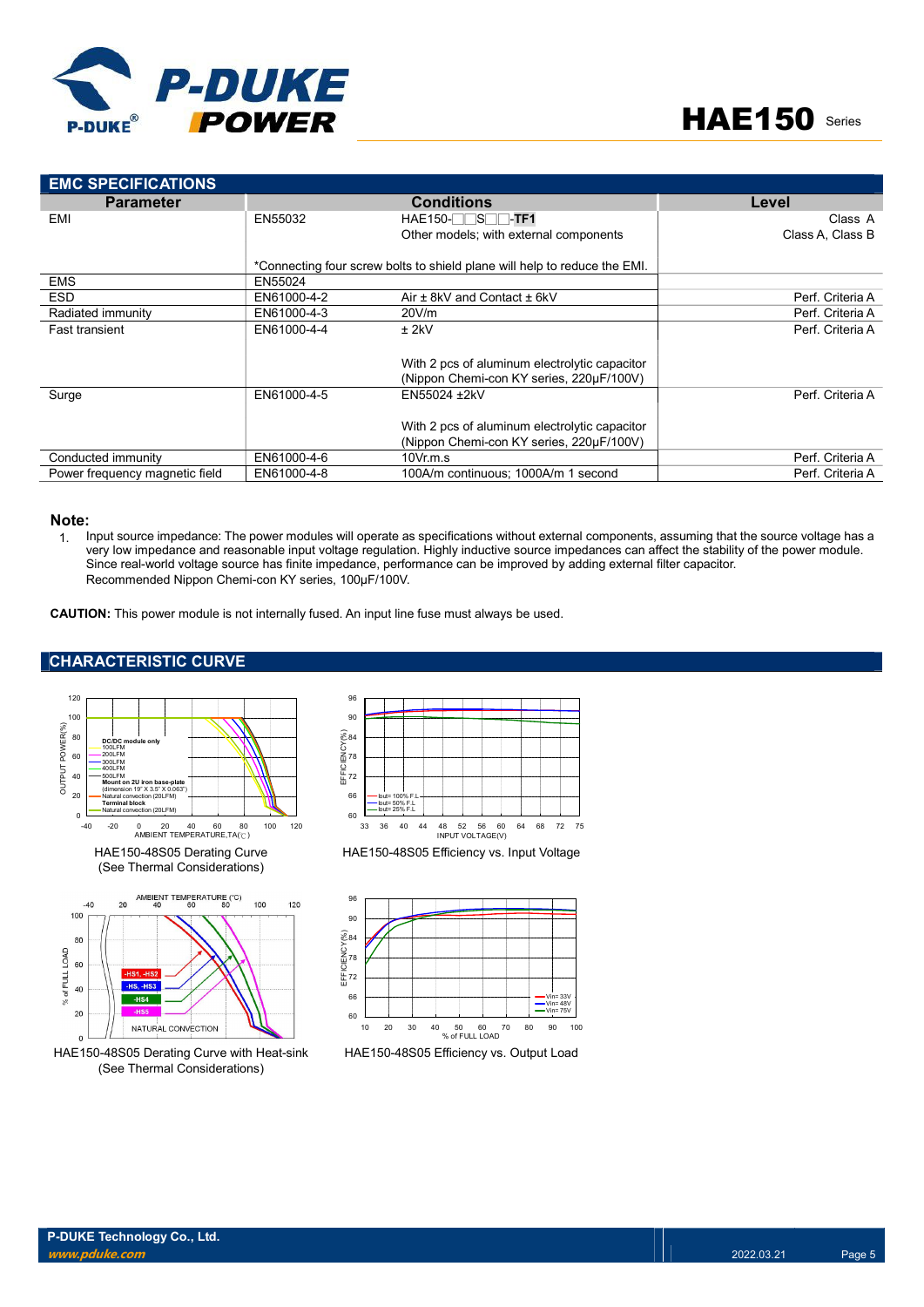## EMC SPECIFICATIONS

| Parameter | Conditions | | Level |
|---|---|---|---|
| EMI | EN55032 | HAE150-□□S□□-**TF1** | Class A |
| | | Other models; with external components | Class A, Class B |
| | *Connecting four screw bolts to shield plane will help to reduce the EMI. | | |
| EMS | EN55024 | | |
| ESD | EN61000-4-2 | Air ± 8kV and Contact ± 6kV | Perf. Criteria A |
| Radiated immunity | EN61000-4-3 | 20V/m | Perf. Criteria A |
| Fast transient | EN61000-4-4 | ± 2kV<br>With 2 pcs of aluminum electrolytic capacitor (Nippon Chemi-con KY series, 220μF/100V) | Perf. Criteria A |
| Surge | EN61000-4-5 | EN55024 ±2kV<br>With 2 pcs of aluminum electrolytic capacitor (Nippon Chemi-con KY series, 220μF/100V) | Perf. Criteria A |
| Conducted immunity | EN61000-4-6 | 10Vr.m.s | Perf. Criteria A |
| Power frequency magnetic field | EN61000-4-8 | 100A/m continuous; 1000A/m 1 second | Perf. Criteria A |

**Note:**

1. Input source impedance: The power modules will operate as specifications without external components, assuming that the source voltage has a very low impedance and reasonable input voltage regulation. Highly inductive source impedances can affect the stability of the power module. Since real-world voltage source has finite impedance, performance can be improved by adding external filter capacitor. Recommended Nippon Chemi-con KY series, 100μF/100V.

**CAUTION:** This power module is not internally fused. An input line fuse must always be used.

## CHARACTERISTIC CURVE

HAE150-48S05 Derating Curve
(See Thermal Considerations)

HAE150-48S05 Efficiency vs. Input Voltage

HAE150-48S05 Derating Curve with Heat-sink
(See Thermal Considerations)

HAE150-48S05 Efficiency vs. Output Load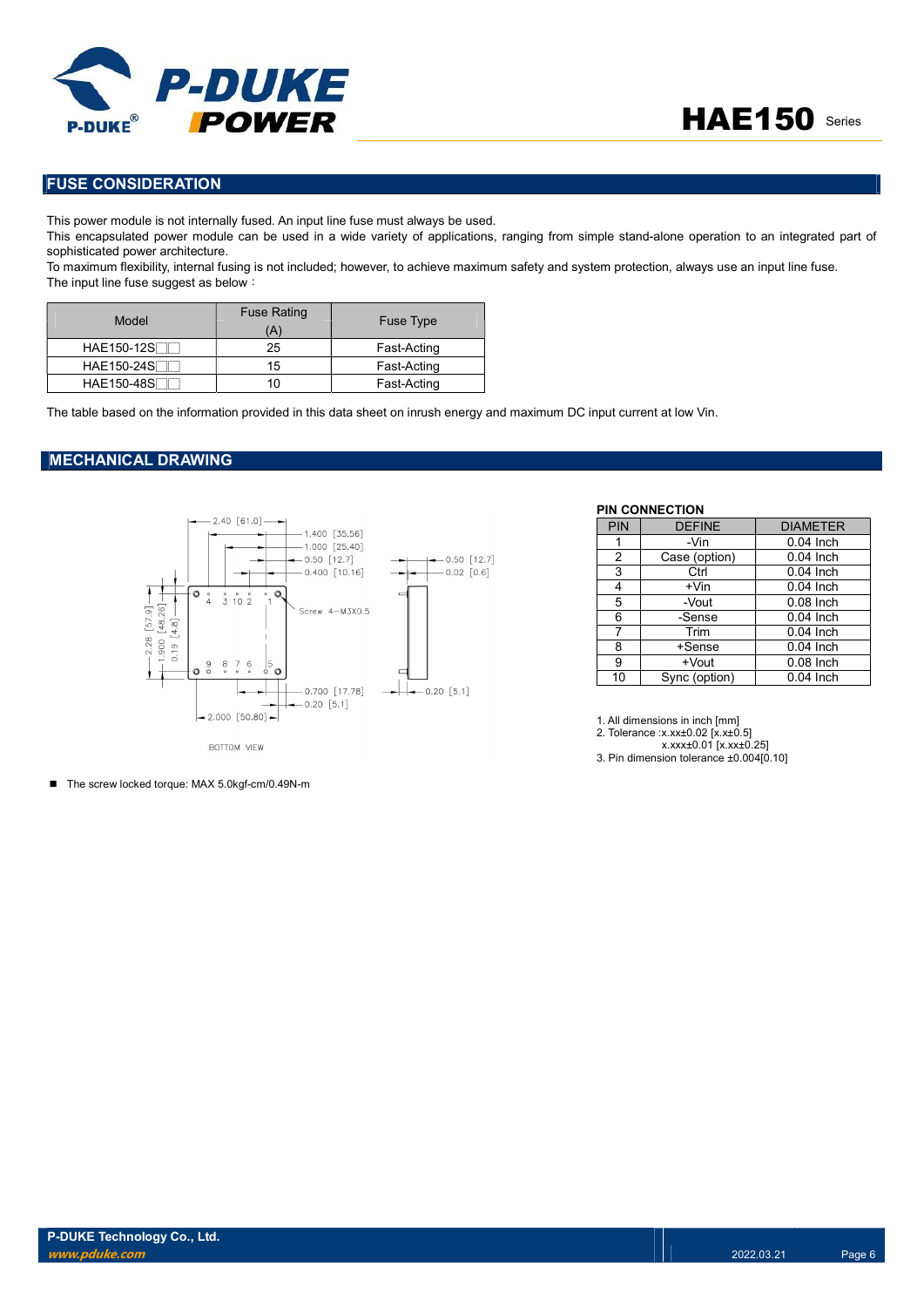## FUSE CONSIDERATION

This power module is not internally fused. An input line fuse must always be used.
This encapsulated power module can be used in a wide variety of applications, ranging from simple stand-alone operation to an integrated part of sophisticated power architecture.
To maximum flexibility, internal fusing is not included; however, to achieve maximum safety and system protection, always use an input line fuse.
The input line fuse suggest as below：

| Model | Fuse Rating (A) | Fuse Type |
|---|---|---|
| HAE150-12S□□ | 25 | Fast-Acting |
| HAE150-24S□□ | 15 | Fast-Acting |
| HAE150-48S□□ | 10 | Fast-Acting |

The table based on the information provided in this data sheet on inrush energy and maximum DC input current at low Vin.

## MECHANICAL DRAWING

2.40 [61.0]
1.400 [35.56]
1.000 [25.40]
0.50 [12.7]
0.400 [10.16]
0.50 [12.7]
0.02 [0.6]
Screw 4−M3X0.5
2.28 [57.9]
1.900 [48.26]
0.19 [4.8]
0.700 [17.78]
0.20 [5.1]
0.20 [5.1]
2.000 [50.80]
BOTTOM VIEW

**PIN CONNECTION**

| PIN | DEFINE | DIAMETER |
|---|---|---|
| 1 | -Vin | 0.04 Inch |
| 2 | Case (option) | 0.04 Inch |
| 3 | Ctrl | 0.04 Inch |
| 4 | +Vin | 0.04 Inch |
| 5 | -Vout | 0.08 Inch |
| 6 | -Sense | 0.04 Inch |
| 7 | Trim | 0.04 Inch |
| 8 | +Sense | 0.04 Inch |
| 9 | +Vout | 0.08 Inch |
| 10 | Sync (option) | 0.04 Inch |

1. All dimensions in inch [mm]
2. Tolerance :x.xx±0.02 [x.x±0.5]
   x.xxx±0.01 [x.xx±0.25]
3. Pin dimension tolerance ±0.004[0.10]

- The screw locked torque: MAX 5.0kgf-cm/0.49N-m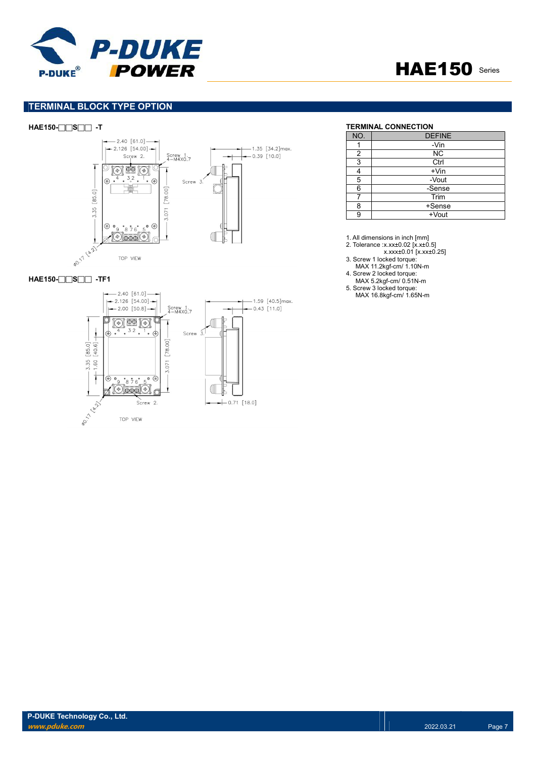## TERMINAL BLOCK TYPE OPTION

**HAE150-□□S□□ -T**

**HAE150-□□S□□ -TF1**

**TERMINAL CONNECTION**

| NO. | DEFINE |
|---|---|
| 1 | -Vin |
| 2 | NC |
| 3 | Ctrl |
| 4 | +Vin |
| 5 | -Vout |
| 6 | -Sense |
| 7 | Trim |
| 8 | +Sense |
| 9 | +Vout |

1. All dimensions in inch [mm]
2. Tolerance :x.xx±0.02 [x.x±0.5]
   x.xxx±0.01 [x.xx±0.25]
3. Screw 1 locked torque:
   MAX 11.2kgf-cm/ 1.10N-m
4. Screw 2 locked torque:
   MAX 5.2kgf-cm/ 0.51N-m
5. Screw 3 locked torque:
   MAX 16.8kgf-cm/ 1.65N-m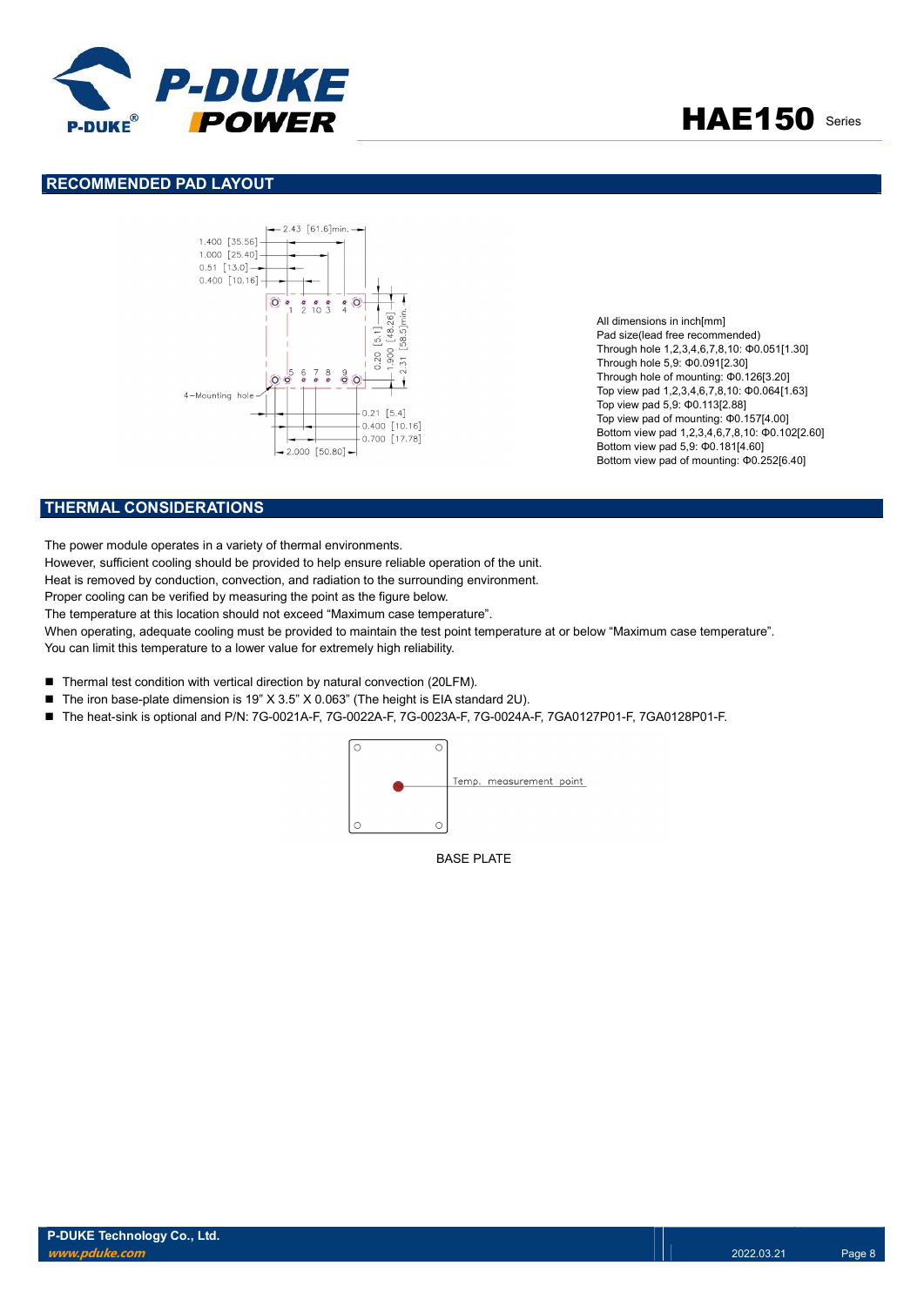## RECOMMENDED PAD LAYOUT

All dimensions in inch[mm]
Pad size(lead free recommended)
Through hole 1,2,3,4,6,7,8,10: Φ0.051[1.30]
Through hole 5,9: Φ0.091[2.30]
Through hole of mounting: Φ0.126[3.20]
Top view pad 1,2,3,4,6,7,8,10: Φ0.064[1.63]
Top view pad 5,9: Φ0.113[2.88]
Top view pad of mounting: Φ0.157[4.00]
Bottom view pad 1,2,3,4,6,7,8,10: Φ0.102[2.60]
Bottom view pad 5,9: Φ0.181[4.60]
Bottom view pad of mounting: Φ0.252[6.40]

## THERMAL CONSIDERATIONS

The power module operates in a variety of thermal environments.
However, sufficient cooling should be provided to help ensure reliable operation of the unit.
Heat is removed by conduction, convection, and radiation to the surrounding environment.
Proper cooling can be verified by measuring the point as the figure below.
The temperature at this location should not exceed "Maximum case temperature".
When operating, adequate cooling must be provided to maintain the test point temperature at or below "Maximum case temperature".
You can limit this temperature to a lower value for extremely high reliability.

- Thermal test condition with vertical direction by natural convection (20LFM).
- The iron base-plate dimension is 19" X 3.5" X 0.063" (The height is EIA standard 2U).
- The heat-sink is optional and P/N: 7G-0021A-F, 7G-0022A-F, 7G-0023A-F, 7G-0024A-F, 7GA0127P01-F, 7GA0128P01-F.

BASE PLATE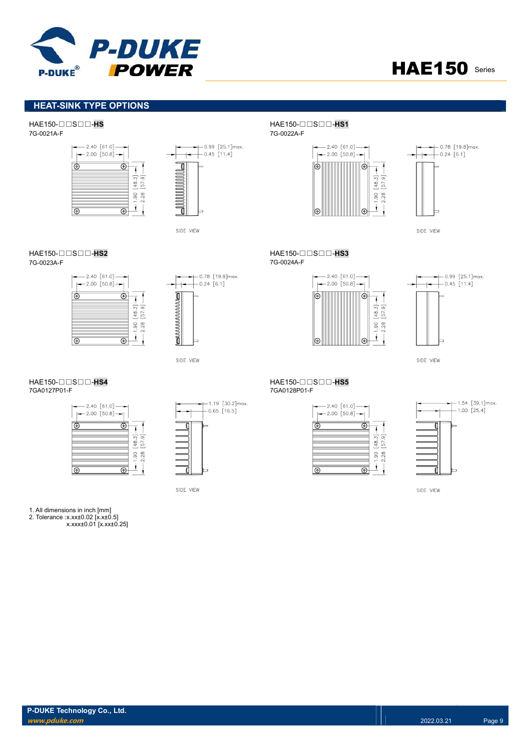## HEAT-SINK TYPE OPTIONS

HAE150-□□S□□-**HS**
7G-0021A-F

2.40 [61.0]
2.00 [50.8]
1.90 [48.3]
2.28 [57.9]
0.99 [25.1]max.
0.45 [11.4]
SIDE VIEW

HAE150-□□S□□-**HS1**
7G-0022A-F

2.40 [61.0]
2.00 [50.8]
1.90 [48.3]
2.28 [57.9]
0.78 [19.8]max.
0.24 [6.1]
SIDE VIEW

HAE150-□□S□□-**HS2**
7G-0023A-F

2.40 [61.0]
2.00 [50.8]
1.90 [48.3]
2.28 [57.9]
0.78 [19.8]max.
0.24 [6.1]
SIDE VIEW

HAE150-□□S□□-**HS3**
7G-0024A-F

2.40 [61.0]
2.00 [50.8]
1.90 [48.3]
2.28 [57.9]
0.99 [25.1]max.
0.45 [11.4]
SIDE VIEW

HAE150-□□S□□-**HS4**
7GA0127P01-F

2.40 [61.0]
2.00 [50.8]
1.90 [48.3]
2.28 [57.9]
1.19 [30.2]max.
0.65 [16.5]
SIDE VIEW

HAE150-□□S□□-**HS5**
7GA0128P01-F

2.40 [61.0]
2.00 [50.8]
1.90 [48.3]
2.28 [57.9]
1.54 [39.1]max.
1.00 [25.4]
SIDE VIEW

1. All dimensions in inch [mm]
2. Tolerance :x.xx±0.02 [x.x±0.5]
   x.xxx±0.01 [x.xx±0.25]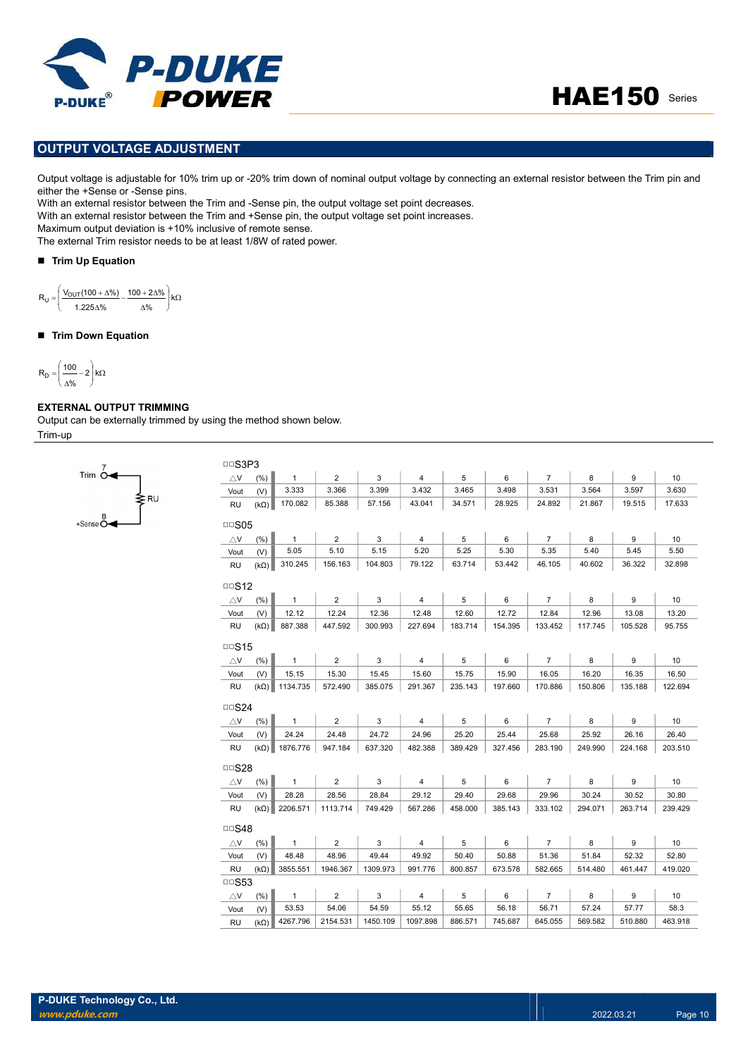## OUTPUT VOLTAGE ADJUSTMENT

Output voltage is adjustable for 10% trim up or -20% trim down of nominal output voltage by connecting an external resistor between the Trim pin and either the +Sense or -Sense pins.
With an external resistor between the Trim and -Sense pin, the output voltage set point decreases.
With an external resistor between the Trim and +Sense pin, the output voltage set point increases.
Maximum output deviation is +10% inclusive of remote sense.
The external Trim resistor needs to be at least 1/8W of rated power.

- **Trim Up Equation**

$$R_U = \left( \frac{V_{OUT}(100 + \Delta\%)}{1.225\Delta\%} - \frac{100 + 2\Delta\%}{\Delta\%} \right) k\Omega$$

- **Trim Down Equation**

$$R_D = \left( \frac{100}{\Delta\%} - 2 \right) k\Omega$$

**EXTERNAL OUTPUT TRIMMING**

Output can be externally trimmed by using the method shown below.

Trim-up

Trim 7 — RU — +Sense 8

□□S3P3

| △V (%) | 1 | 2 | 3 | 4 | 5 | 6 | 7 | 8 | 9 | 10 |
|---|---|---|---|---|---|---|---|---|---|---|
| Vout (V) | 3.333 | 3.366 | 3.399 | 3.432 | 3.465 | 3.498 | 3.531 | 3.564 | 3.597 | 3.630 |
| RU (kΩ) | 170.082 | 85.388 | 57.156 | 43.041 | 34.571 | 28.925 | 24.892 | 21.867 | 19.515 | 17.633 |

□□S05

| △V (%) | 1 | 2 | 3 | 4 | 5 | 6 | 7 | 8 | 9 | 10 |
|---|---|---|---|---|---|---|---|---|---|---|
| Vout (V) | 5.05 | 5.10 | 5.15 | 5.20 | 5.25 | 5.30 | 5.35 | 5.40 | 5.45 | 5.50 |
| RU (kΩ) | 310.245 | 156.163 | 104.803 | 79.122 | 63.714 | 53.442 | 46.105 | 40.602 | 36.322 | 32.898 |

□□S12

| △V (%) | 1 | 2 | 3 | 4 | 5 | 6 | 7 | 8 | 9 | 10 |
|---|---|---|---|---|---|---|---|---|---|---|
| Vout (V) | 12.12 | 12.24 | 12.36 | 12.48 | 12.60 | 12.72 | 12.84 | 12.96 | 13.08 | 13.20 |
| RU (kΩ) | 887.388 | 447.592 | 300.993 | 227.694 | 183.714 | 154.395 | 133.452 | 117.745 | 105.528 | 95.755 |

□□S15

| △V (%) | 1 | 2 | 3 | 4 | 5 | 6 | 7 | 8 | 9 | 10 |
|---|---|---|---|---|---|---|---|---|---|---|
| Vout (V) | 15.15 | 15.30 | 15.45 | 15.60 | 15.75 | 15.90 | 16.05 | 16.20 | 16.35 | 16.50 |
| RU (kΩ) | 1134.735 | 572.490 | 385.075 | 291.367 | 235.143 | 197.660 | 170.886 | 150.806 | 135.188 | 122.694 |

□□S24

| △V (%) | 1 | 2 | 3 | 4 | 5 | 6 | 7 | 8 | 9 | 10 |
|---|---|---|---|---|---|---|---|---|---|---|
| Vout (V) | 24.24 | 24.48 | 24.72 | 24.96 | 25.20 | 25.44 | 25.68 | 25.92 | 26.16 | 26.40 |
| RU (kΩ) | 1876.776 | 947.184 | 637.320 | 482.388 | 389.429 | 327.456 | 283.190 | 249.990 | 224.168 | 203.510 |

□□S28

| △V (%) | 1 | 2 | 3 | 4 | 5 | 6 | 7 | 8 | 9 | 10 |
|---|---|---|---|---|---|---|---|---|---|---|
| Vout (V) | 28.28 | 28.56 | 28.84 | 29.12 | 29.40 | 29.68 | 29.96 | 30.24 | 30.52 | 30.80 |
| RU (kΩ) | 2206.571 | 1113.714 | 749.429 | 567.286 | 458.000 | 385.143 | 333.102 | 294.071 | 263.714 | 239.429 |

□□S48

| △V (%) | 1 | 2 | 3 | 4 | 5 | 6 | 7 | 8 | 9 | 10 |
|---|---|---|---|---|---|---|---|---|---|---|
| Vout (V) | 48.48 | 48.96 | 49.44 | 49.92 | 50.40 | 50.88 | 51.36 | 51.84 | 52.32 | 52.80 |
| RU (kΩ) | 3855.551 | 1946.367 | 1309.973 | 991.776 | 800.857 | 673.578 | 582.665 | 514.480 | 461.447 | 419.020 |

□□S53

| △V (%) | 1 | 2 | 3 | 4 | 5 | 6 | 7 | 8 | 9 | 10 |
|---|---|---|---|---|---|---|---|---|---|---|
| Vout (V) | 53.53 | 54.06 | 54.59 | 55.12 | 55.65 | 56.18 | 56.71 | 57.24 | 57.77 | 58.3 |
| RU (kΩ) | 4267.796 | 2154.531 | 1450.109 | 1097.898 | 886.571 | 745.687 | 645.055 | 569.582 | 510.880 | 463.918 |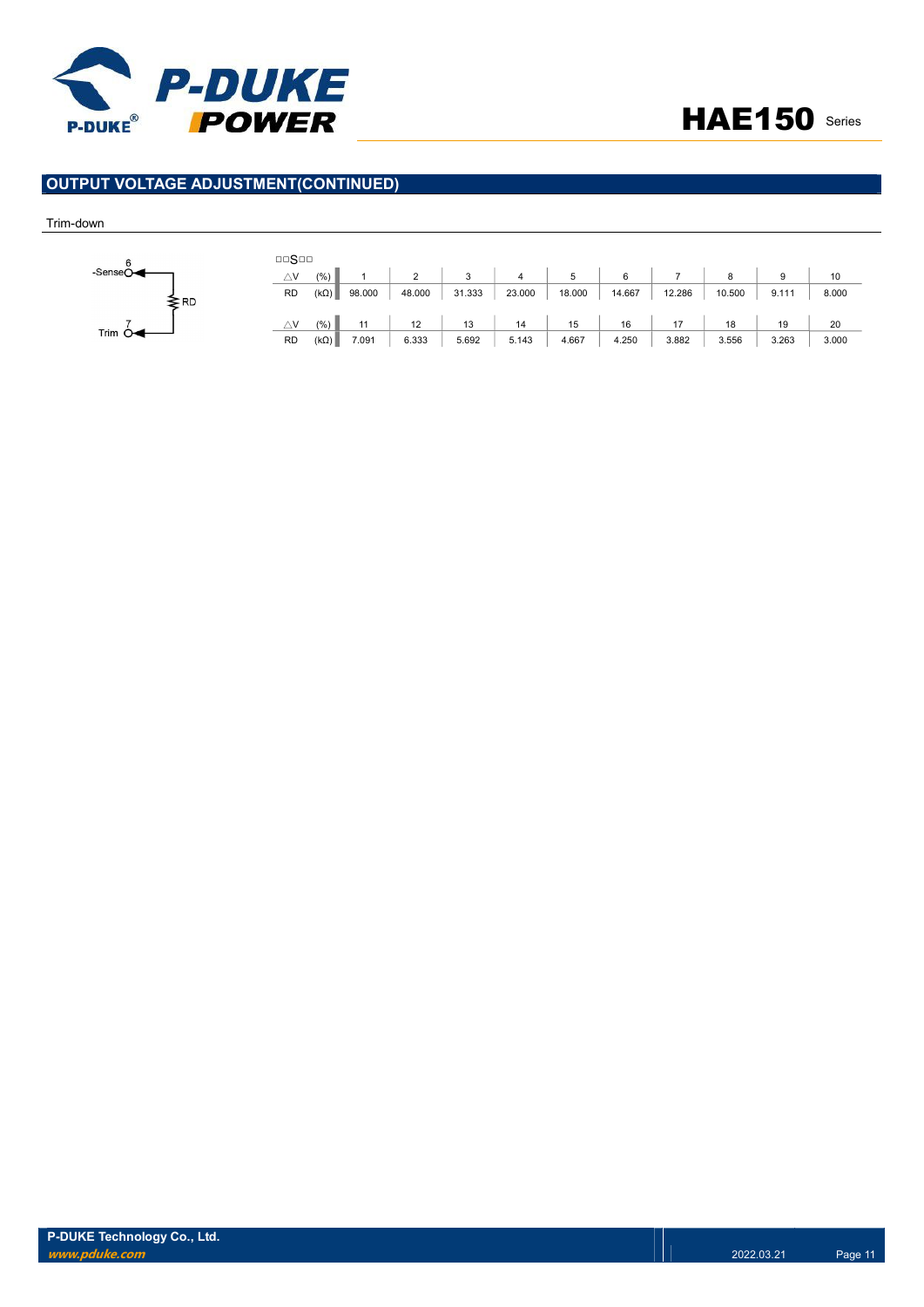## OUTPUT VOLTAGE ADJUSTMENT(CONTINUED)

Trim-down

6 -Sense

RD

7 Trim

□□S□□

| △V | (%) | 1 | 2 | 3 | 4 | 5 | 6 | 7 | 8 | 9 | 10 |
|---|---|---|---|---|---|---|---|---|---|---|---|
| RD | (kΩ) | 98.000 | 48.000 | 31.333 | 23.000 | 18.000 | 14.667 | 12.286 | 10.500 | 9.111 | 8.000 |
| △V | (%) | 11 | 12 | 13 | 14 | 15 | 16 | 17 | 18 | 19 | 20 |
| RD | (kΩ) | 7.091 | 6.333 | 5.692 | 5.143 | 4.667 | 4.250 | 3.882 | 3.556 | 3.263 | 3.000 |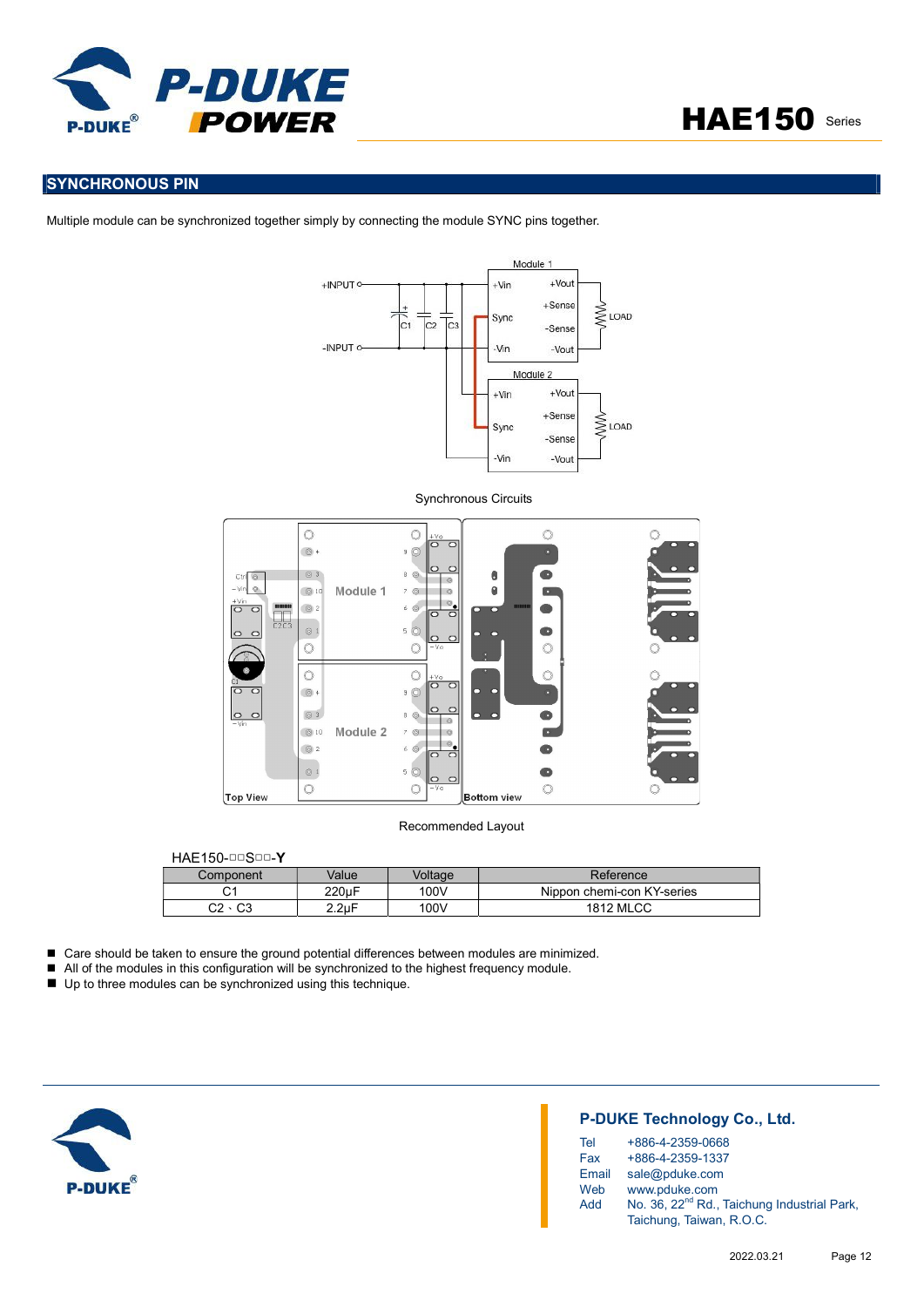## SYNCHRONOUS PIN

Multiple module can be synchronized together simply by connecting the module SYNC pins together.

+INPUT
-INPUT
C1
C2
C3
Module 1
+Vin
Sync
-Vin
+Vout
+Sense
-Sense
-Vout
LOAD
Module 2
+Vin
Sync
-Vin
+Vout
+Sense
-Sense
-Vout
LOAD

Synchronous Circuits

Top View
Module 1
Module 2
Bottom view

Recommended Layout

HAE150-□□S□□-**Y**

| Component | Value | Voltage | Reference |
|---|---|---|---|
| C1 | 220μF | 100V | Nippon chemi-con KY-series |
| C2、C3 | 2.2μF | 100V | 1812 MLCC |

- Care should be taken to ensure the ground potential differences between modules are minimized.
- All of the modules in this configuration will be synchronized to the highest frequency module.
- Up to three modules can be synchronized using this technique.

**P-DUKE Technology Co., Ltd.**

Tel +886-4-2359-0668
Fax +886-4-2359-1337
Email sale@pduke.com
Web www.pduke.com
Add No. 36, 22nd Rd., Taichung Industrial Park, Taichung, Taiwan, R.O.C.

2022.03.21